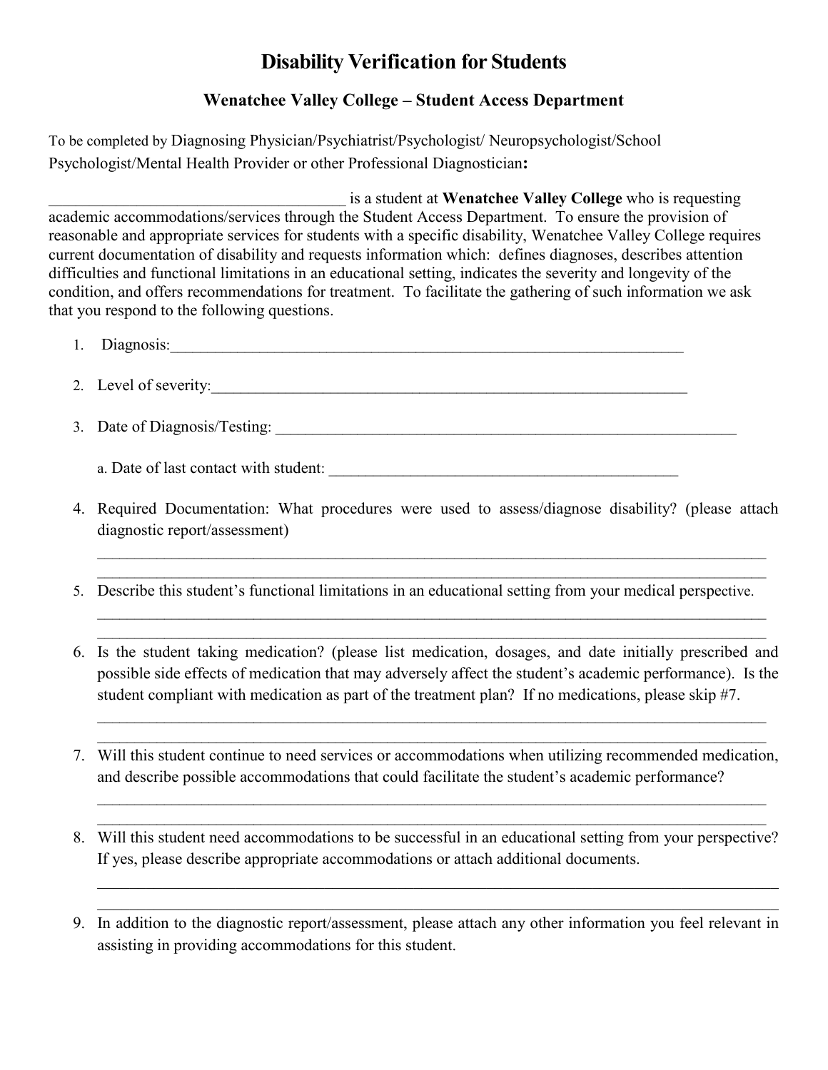# Disability Verification for Students

## Wenatchee Valley College – Student Access Department

To be completed by Diagnosing Physician/Psychiatrist/Psychologist/ Neuropsychologist/School Psychologist/Mental Health Provider or other Professional Diagnostician**:**

_____________________________________ is a student at **Wenatchee Valley College** who is requesting academic accommodations/services through the Student Access Department. To ensure the provision of reasonable and appropriate services for students with a specific disability, Wenatchee Valley College requires current documentation of disability and requests information which: defines diagnoses, describes attention difficulties and functional limitations in an educational setting, indicates the severity and longevity of the condition, and offers recommendations for treatment. To facilitate the gathering of such information we ask that you respond to the following questions.

1. Diagnosis:_____________________________________________________________________

2. Level of severity:_______________________________________________________________

3. Date of Diagnosis/Testing: ________________________________________________________

   a. Date of last contact with student: ____________________________________________

4. Required Documentation: What procedures were used to assess/diagnose disability? (please attach diagnostic report/assessment)

   _____________________________________________________________________________________
   _____________________________________________________________________________________

5. Describe this student's functional limitations in an educational setting from your medical perspective.

   _____________________________________________________________________________________
   _____________________________________________________________________________________

6. Is the student taking medication? (please list medication, dosages, and date initially prescribed and possible side effects of medication that may adversely affect the student's academic performance). Is the student compliant with medication as part of the treatment plan? If no medications, please skip #7.

   _____________________________________________________________________________________
   _____________________________________________________________________________________

7. Will this student continue to need services or accommodations when utilizing recommended medication, and describe possible accommodations that could facilitate the student's academic performance?

   _____________________________________________________________________________________
   _____________________________________________________________________________________

8. Will this student need accommodations to be successful in an educational setting from your perspective? If yes, please describe appropriate accommodations or attach additional documents.

   _____________________________________________________________________________________
   _____________________________________________________________________________________

9. In addition to the diagnostic report/assessment, please attach any other information you feel relevant in assisting in providing accommodations for this student.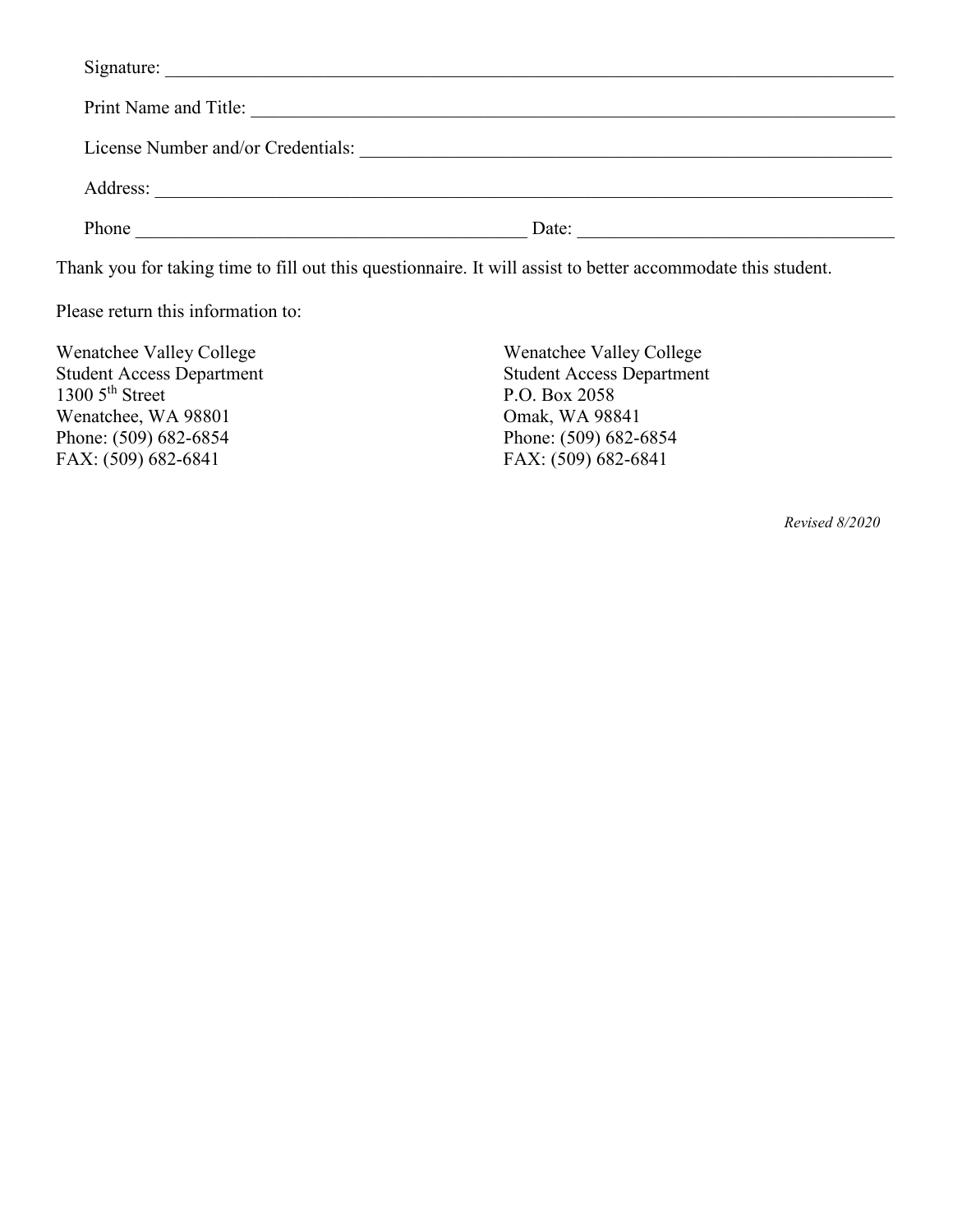Signature: ________________________________________________________________________________

Print Name and Title: _______________________________________________________________________

License Number and/or Credentials: ____________________________________________________________

Address: _________________________________________________________________________________

Phone ____________________________________________ Date: ___________________________________

Thank you for taking time to fill out this questionnaire. It will assist to better accommodate this student.

Please return this information to:

Wenatchee Valley College
Student Access Department
1300 5th Street
Wenatchee, WA 98801
Phone: (509) 682-6854
FAX: (509) 682-6841

Wenatchee Valley College
Student Access Department
P.O. Box 2058
Omak, WA 98841
Phone: (509) 682-6854
FAX: (509) 682-6841

*Revised 8/2020*